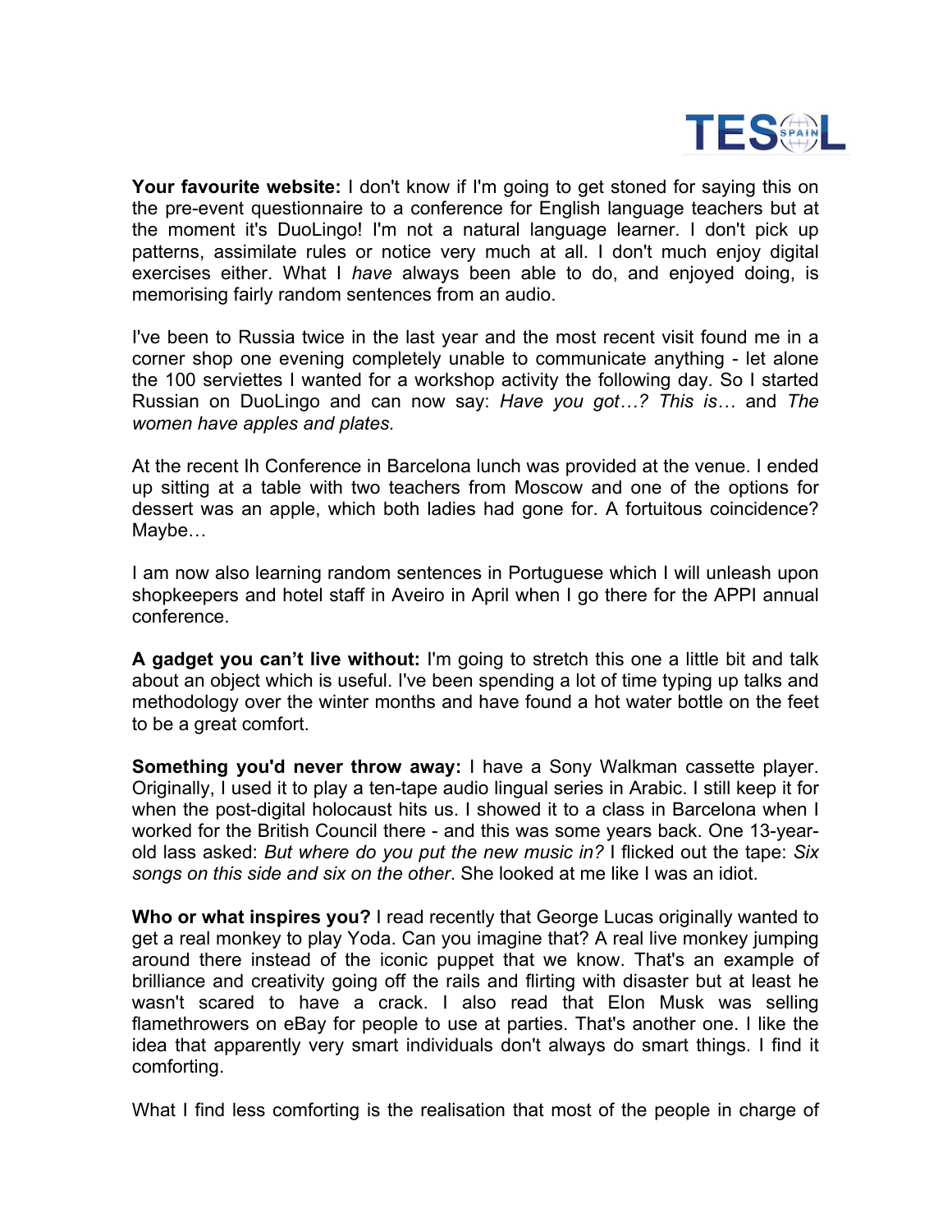**Your favourite website:** I don't know if I'm going to get stoned for saying this on the pre-event questionnaire to a conference for English language teachers but at the moment it's DuoLingo! I'm not a natural language learner. I don't pick up patterns, assimilate rules or notice very much at all. I don't much enjoy digital exercises either. What I *have* always been able to do, and enjoyed doing, is memorising fairly random sentences from an audio.

I've been to Russia twice in the last year and the most recent visit found me in a corner shop one evening completely unable to communicate anything - let alone the 100 serviettes I wanted for a workshop activity the following day. So I started Russian on DuoLingo and can now say: *Have you got…? This is…* and *The women have apples and plates.*

At the recent Ih Conference in Barcelona lunch was provided at the venue. I ended up sitting at a table with two teachers from Moscow and one of the options for dessert was an apple, which both ladies had gone for. A fortuitous coincidence? Maybe…

I am now also learning random sentences in Portuguese which I will unleash upon shopkeepers and hotel staff in Aveiro in April when I go there for the APPI annual conference.

**A gadget you can't live without:** I'm going to stretch this one a little bit and talk about an object which is useful. I've been spending a lot of time typing up talks and methodology over the winter months and have found a hot water bottle on the feet to be a great comfort.

**Something you'd never throw away:** I have a Sony Walkman cassette player. Originally, I used it to play a ten-tape audio lingual series in Arabic. I still keep it for when the post-digital holocaust hits us. I showed it to a class in Barcelona when I worked for the British Council there - and this was some years back. One 13-year-old lass asked: *But where do you put the new music in?* I flicked out the tape: *Six songs on this side and six on the other*. She looked at me like I was an idiot.

**Who or what inspires you?** I read recently that George Lucas originally wanted to get a real monkey to play Yoda. Can you imagine that? A real live monkey jumping around there instead of the iconic puppet that we know. That's an example of brilliance and creativity going off the rails and flirting with disaster but at least he wasn't scared to have a crack. I also read that Elon Musk was selling flamethrowers on eBay for people to use at parties. That's another one. I like the idea that apparently very smart individuals don't always do smart things. I find it comforting.

What I find less comforting is the realisation that most of the people in charge of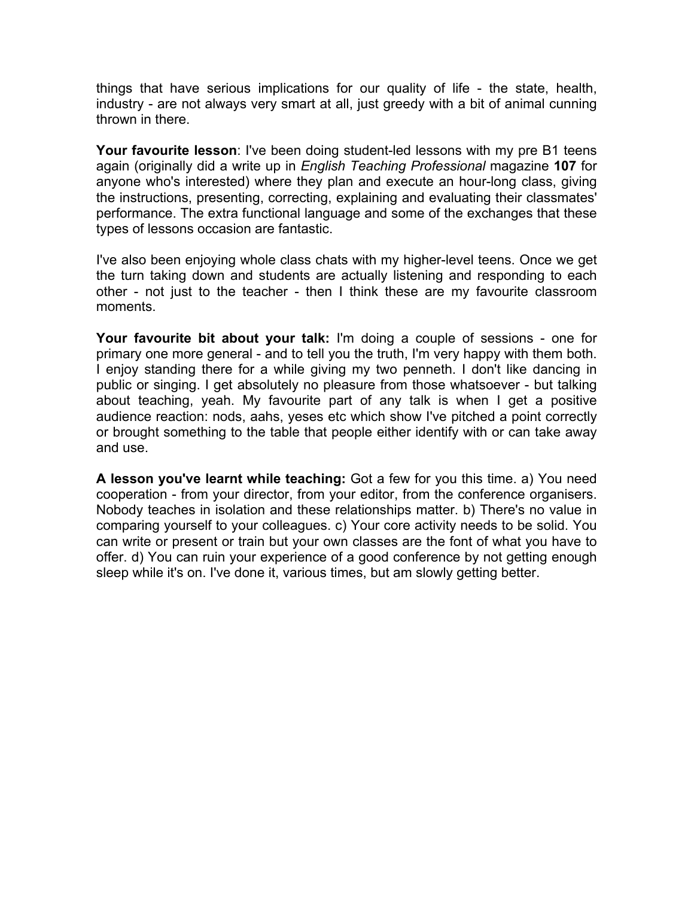things that have serious implications for our quality of life - the state, health, industry - are not always very smart at all, just greedy with a bit of animal cunning thrown in there.

**Your favourite lesson**: I've been doing student-led lessons with my pre B1 teens again (originally did a write up in *English Teaching Professional* magazine **107** for anyone who's interested) where they plan and execute an hour-long class, giving the instructions, presenting, correcting, explaining and evaluating their classmates' performance. The extra functional language and some of the exchanges that these types of lessons occasion are fantastic.

I've also been enjoying whole class chats with my higher-level teens. Once we get the turn taking down and students are actually listening and responding to each other - not just to the teacher - then I think these are my favourite classroom moments.

**Your favourite bit about your talk:** I'm doing a couple of sessions - one for primary one more general - and to tell you the truth, I'm very happy with them both. I enjoy standing there for a while giving my two penneth. I don't like dancing in public or singing. I get absolutely no pleasure from those whatsoever - but talking about teaching, yeah. My favourite part of any talk is when I get a positive audience reaction: nods, aahs, yeses etc which show I've pitched a point correctly or brought something to the table that people either identify with or can take away and use.

**A lesson you've learnt while teaching:** Got a few for you this time. a) You need cooperation - from your director, from your editor, from the conference organisers. Nobody teaches in isolation and these relationships matter. b) There's no value in comparing yourself to your colleagues. c) Your core activity needs to be solid. You can write or present or train but your own classes are the font of what you have to offer. d) You can ruin your experience of a good conference by not getting enough sleep while it's on. I've done it, various times, but am slowly getting better.